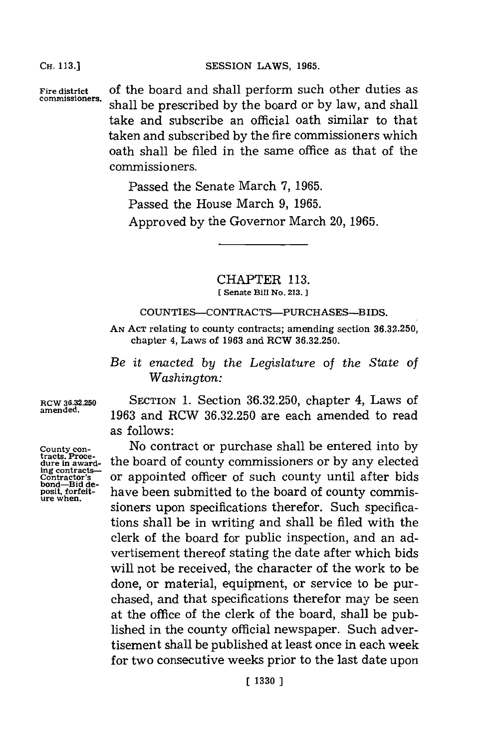Fire district commissioners.

of the board and shall perform such other duties as shall be prescribed by the board or by law, and shall take and subscribe an official oath similar to that taken and subscribed by the fire commissioners which oath shall be filed in the same office as that of the commissioners.

Passed the Senate March 7, 1965.

Passed the House March 9, 1965.

Approved by the Governor March 20, 1965.

## CHAPTER 113.

[ Senate Bill No. 213. ]

### COUNTIES—CONTRACTS—PURCHASES—BIDS.

AN ACT relating to county contracts; amending section 36.32.250, chapter 4, Laws of 1963 and RCW 36.32.250.

*Be it enacted by the Legislature of the State of Washington:*

RCW 36.32.250 amended.

SECTION 1. Section 36.32.250, chapter 4, Laws of 1963 and RCW 36.32.250 are each amended to read as follows:

County contracts. Procedure in awarding contracts—Contractor's bond—Bid deposit, forfeiture when.

No contract or purchase shall be entered into by the board of county commissioners or by any elected or appointed officer of such county until after bids have been submitted to the board of county commissioners upon specifications therefor. Such specifications shall be in writing and shall be filed with the clerk of the board for public inspection, and an advertisement thereof stating the date after which bids will not be received, the character of the work to be done, or material, equipment, or service to be purchased, and that specifications therefor may be seen at the office of the clerk of the board, shall be published in the county official newspaper. Such advertisement shall be published at least once in each week for two consecutive weeks prior to the last date upon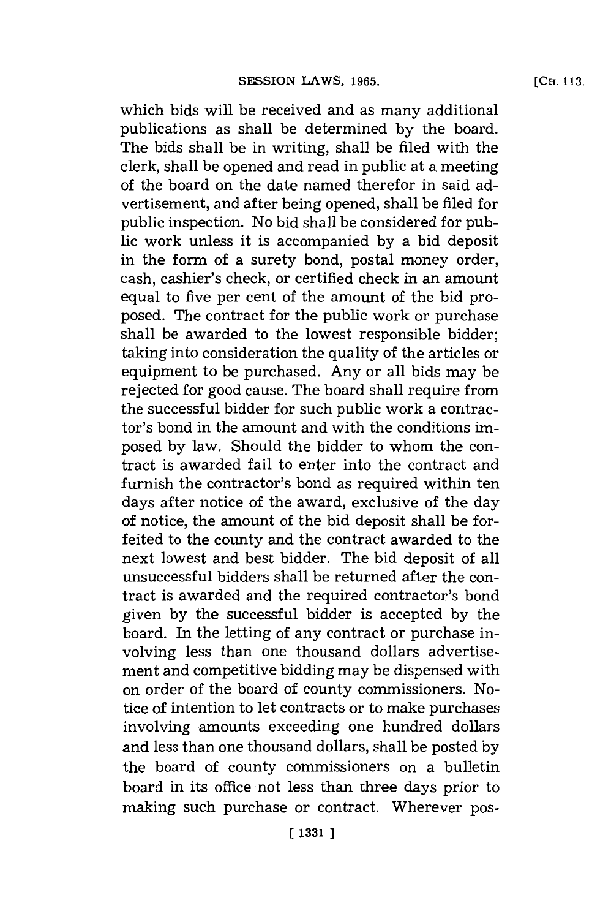which bids will be received and as many additional publications as shall be determined by the board. The bids shall be in writing, shall be filed with the clerk, shall be opened and read in public at a meeting of the board on the date named therefor in said advertisement, and after being opened, shall be filed for public inspection. No bid shall be considered for public work unless it is accompanied by a bid deposit in the form of a surety bond, postal money order, cash, cashier's check, or certified check in an amount equal to five per cent of the amount of the bid proposed. The contract for the public work or purchase shall be awarded to the lowest responsible bidder; taking into consideration the quality of the articles or equipment to be purchased. Any or all bids may be rejected for good cause. The board shall require from the successful bidder for such public work a contractor's bond in the amount and with the conditions imposed by law. Should the bidder to whom the contract is awarded fail to enter into the contract and furnish the contractor's bond as required within ten days after notice of the award, exclusive of the day of notice, the amount of the bid deposit shall be forfeited to the county and the contract awarded to the next lowest and best bidder. The bid deposit of all unsuccessful bidders shall be returned after the contract is awarded and the required contractor's bond given by the successful bidder is accepted by the board. In the letting of any contract or purchase involving less than one thousand dollars advertisement and competitive bidding may be dispensed with on order of the board of county commissioners. Notice of intention to let contracts or to make purchases involving amounts exceeding one hundred dollars and less than one thousand dollars, shall be posted by the board of county commissioners on a bulletin board in its office not less than three days prior to making such purchase or contract. Wherever pos-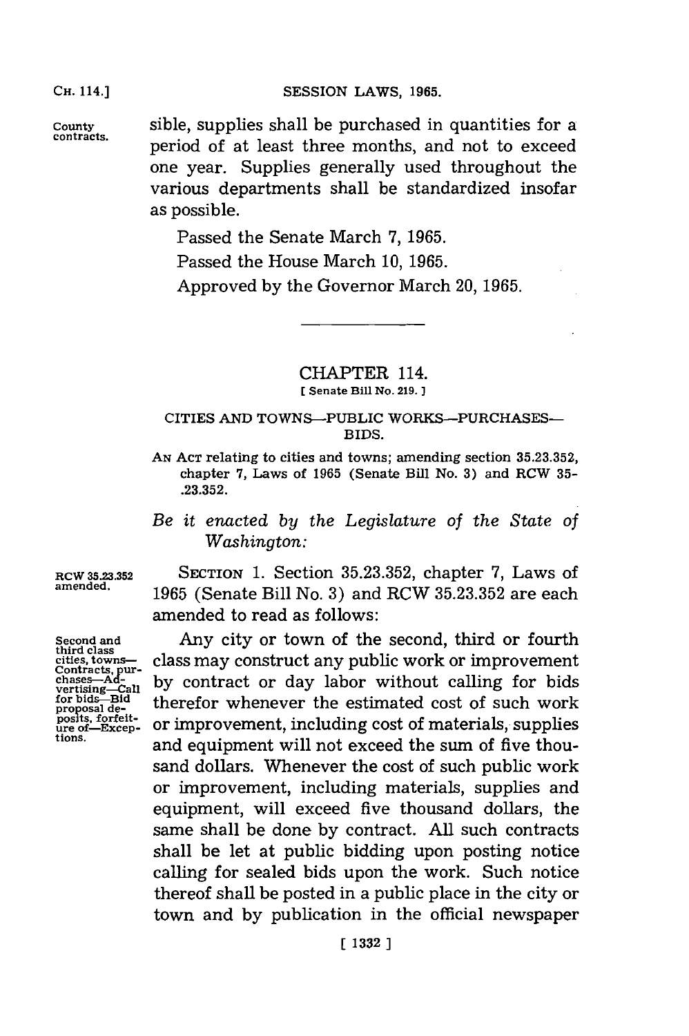County contracts.

sible, supplies shall be purchased in quantities for a period of at least three months, and not to exceed one year. Supplies generally used throughout the various departments shall be standardized insofar as possible.

Passed the Senate March 7, 1965.

Passed the House March 10, 1965.

Approved by the Governor March 20, 1965.

## CHAPTER 114.

[ Senate Bill No. 219. ]

### CITIES AND TOWNS—PUBLIC WORKS—PURCHASES—BIDS.

AN ACT relating to cities and towns; amending section 35.23.352, chapter 7, Laws of 1965 (Senate Bill No. 3) and RCW 35-.23.352.

*Be it enacted by the Legislature of the State of Washington:*

RCW 35.23.352 amended.

SECTION 1. Section 35.23.352, chapter 7, Laws of 1965 (Senate Bill No. 3) and RCW 35.23.352 are each amended to read as follows:

Second and third class cities, towns—Contracts, purchases—Advertising—Call for bids—Bid proposal deposits, forfeiture of—Exceptions.

Any city or town of the second, third or fourth class may construct any public work or improvement by contract or day labor without calling for bids therefor whenever the estimated cost of such work or improvement, including cost of materials, supplies and equipment will not exceed the sum of five thousand dollars. Whenever the cost of such public work or improvement, including materials, supplies and equipment, will exceed five thousand dollars, the same shall be done by contract. All such contracts shall be let at public bidding upon posting notice calling for sealed bids upon the work. Such notice thereof shall be posted in a public place in the city or town and by publication in the official newspaper